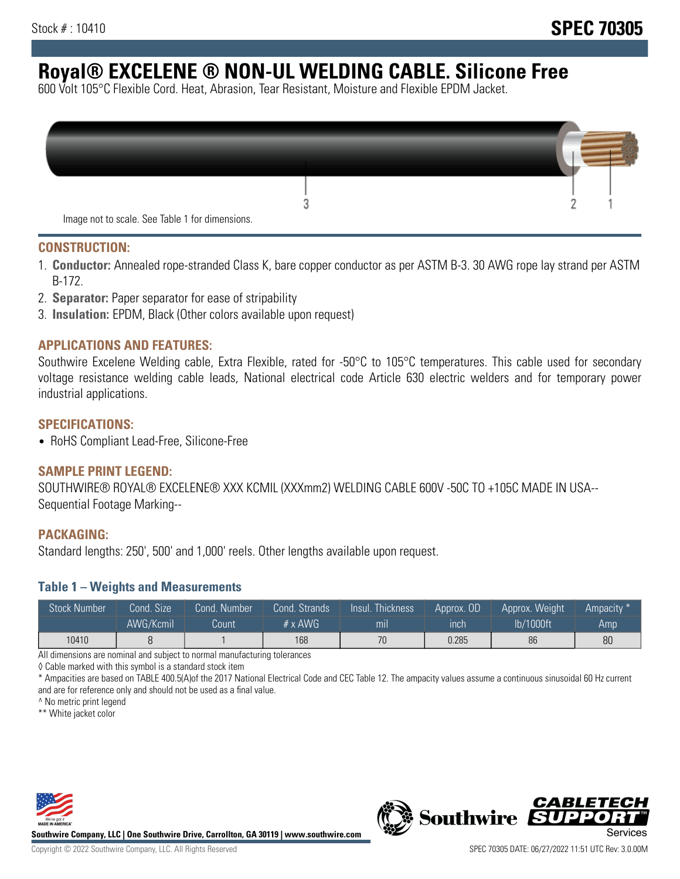Stock # : 10410

# SPEC 70305

# Royal® EXCELENE ® NON-UL WELDING CABLE. Silicone Free

600 Volt 105°C Flexible Cord. Heat, Abrasion, Tear Resistant, Moisture and Flexible EPDM Jacket.

Image not to scale. See Table 1 for dimensions.

## CONSTRUCTION:

1. **Conductor:** Annealed rope-stranded Class K, bare copper conductor as per ASTM B-3. 30 AWG rope lay strand per ASTM B-172.
2. **Separator:** Paper separator for ease of stripability
3. **Insulation:** EPDM, Black (Other colors available upon request)

## APPLICATIONS AND FEATURES:

Southwire Excelene Welding cable, Extra Flexible, rated for -50°C to 105°C temperatures. This cable used for secondary voltage resistance welding cable leads, National electrical code Article 630 electric welders and for temporary power industrial applications.

## SPECIFICATIONS:

- RoHS Compliant Lead-Free, Silicone-Free

## SAMPLE PRINT LEGEND:

SOUTHWIRE® ROYAL® EXCELENE® XXX KCMIL (XXXmm2) WELDING CABLE 600V -50C TO +105C MADE IN USA-- Sequential Footage Marking--

## PACKAGING:

Standard lengths: 250', 500' and 1,000' reels. Other lengths available upon request.

### Table 1 – Weights and Measurements

| Stock Number | Cond. Size AWG/Kcmil | Cond. Number Count | Cond. Strands # x AWG | Insul. Thickness mil | Approx. OD inch | Approx. Weight lb/1000ft | Ampacity * Amp |
|---|---|---|---|---|---|---|---|
| 10410 | 8 | 1 | 168 | 70 | 0.285 | 86 | 80 |

All dimensions are nominal and subject to normal manufacturing tolerances

◊ Cable marked with this symbol is a standard stock item

* Ampacities are based on TABLE 400.5(A)of the 2017 National Electrical Code and CEC Table 12. The ampacity values assume a continuous sinusoidal 60 Hz current and are for reference only and should not be used as a final value.

^ No metric print legend

** White jacket color

Southwire Company, LLC | One Southwire Drive, Carrollton, GA 30119 | www.southwire.com

Copyright © 2022 Southwire Company, LLC. All Rights Reserved

SPEC 70305 DATE: 06/27/2022 11:51 UTC Rev: 3.0.00M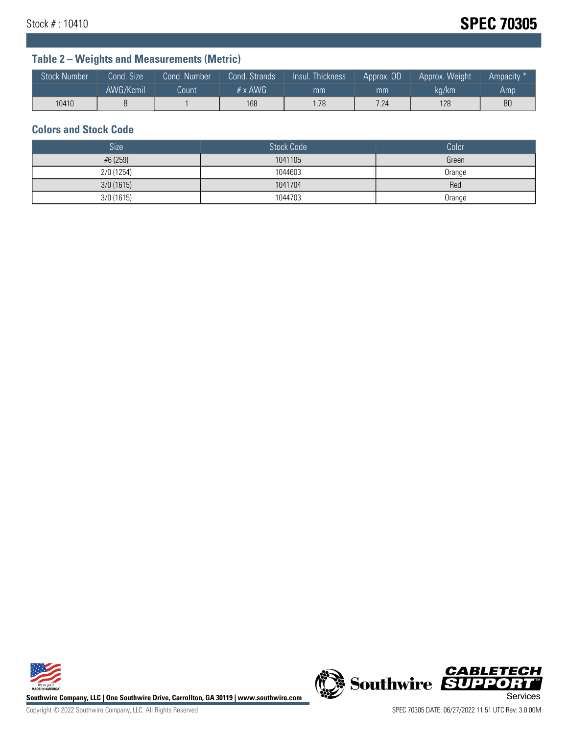### Table 2 – Weights and Measurements (Metric)

| Stock Number | Cond. Size | Cond. Number | Cond. Strands | Insul. Thickness | Approx. OD | Approx. Weight | Ampacity * |
|---|---|---|---|---|---|---|---|
| | AWG/Kcmil | Count | # x AWG | mm | mm | kg/km | Amp |
| 10410 | 8 | 1 | 168 | 1.78 | 7.24 | 128 | 80 |

### Colors and Stock Code

| Size | Stock Code | Color |
|---|---|---|
| #6 (259) | 1041105 | Green |
| 2/0 (1254) | 1044603 | Orange |
| 3/0 (1615) | 1041704 | Red |
| 3/0 (1615) | 1044703 | Orange |

Southwire Company, LLC | One Southwire Drive, Carrollton, GA 30119 | www.southwire.com

Copyright © 2022 Southwire Company, LLC. All Rights Reserved

SPEC 70305 DATE: 06/27/2022 11:51 UTC Rev: 3.0.00M